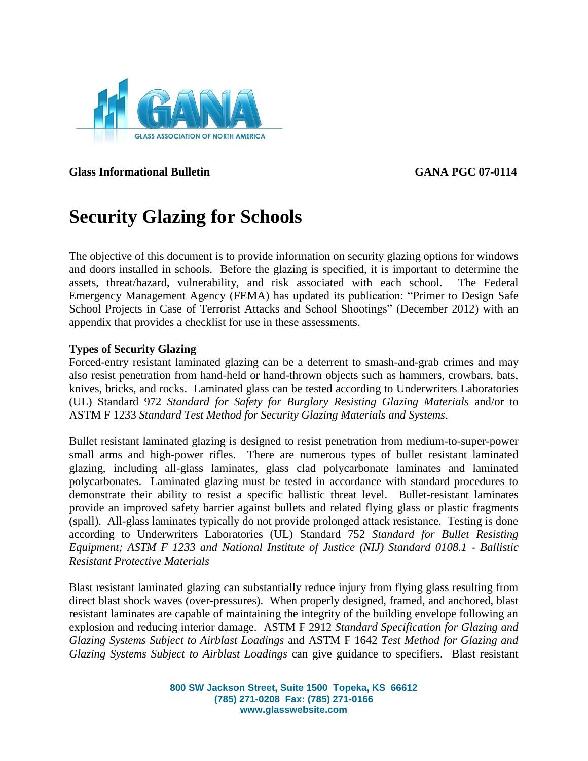**Glass Informational Bulletin** **GANA PGC 07-0114**

# Security Glazing for Schools

The objective of this document is to provide information on security glazing options for windows and doors installed in schools. Before the glazing is specified, it is important to determine the assets, threat/hazard, vulnerability, and risk associated with each school. The Federal Emergency Management Agency (FEMA) has updated its publication: "Primer to Design Safe School Projects in Case of Terrorist Attacks and School Shootings" (December 2012) with an appendix that provides a checklist for use in these assessments.

**Types of Security Glazing**

Forced-entry resistant laminated glazing can be a deterrent to smash-and-grab crimes and may also resist penetration from hand-held or hand-thrown objects such as hammers, crowbars, bats, knives, bricks, and rocks. Laminated glass can be tested according to Underwriters Laboratories (UL) Standard 972 *Standard for Safety for Burglary Resisting Glazing Materials* and/or to ASTM F 1233 *Standard Test Method for Security Glazing Materials and Systems*.

Bullet resistant laminated glazing is designed to resist penetration from medium-to-super-power small arms and high-power rifles. There are numerous types of bullet resistant laminated glazing, including all-glass laminates, glass clad polycarbonate laminates and laminated polycarbonates. Laminated glazing must be tested in accordance with standard procedures to demonstrate their ability to resist a specific ballistic threat level. Bullet-resistant laminates provide an improved safety barrier against bullets and related flying glass or plastic fragments (spall). All-glass laminates typically do not provide prolonged attack resistance. Testing is done according to Underwriters Laboratories (UL) Standard 752 *Standard for Bullet Resisting Equipment; ASTM F 1233 and National Institute of Justice (NIJ) Standard 0108.1 - Ballistic Resistant Protective Materials*

Blast resistant laminated glazing can substantially reduce injury from flying glass resulting from direct blast shock waves (over-pressures). When properly designed, framed, and anchored, blast resistant laminates are capable of maintaining the integrity of the building envelope following an explosion and reducing interior damage. ASTM F 2912 *Standard Specification for Glazing and Glazing Systems Subject to Airblast Loadings* and ASTM F 1642 *Test Method for Glazing and Glazing Systems Subject to Airblast Loadings* can give guidance to specifiers. Blast resistant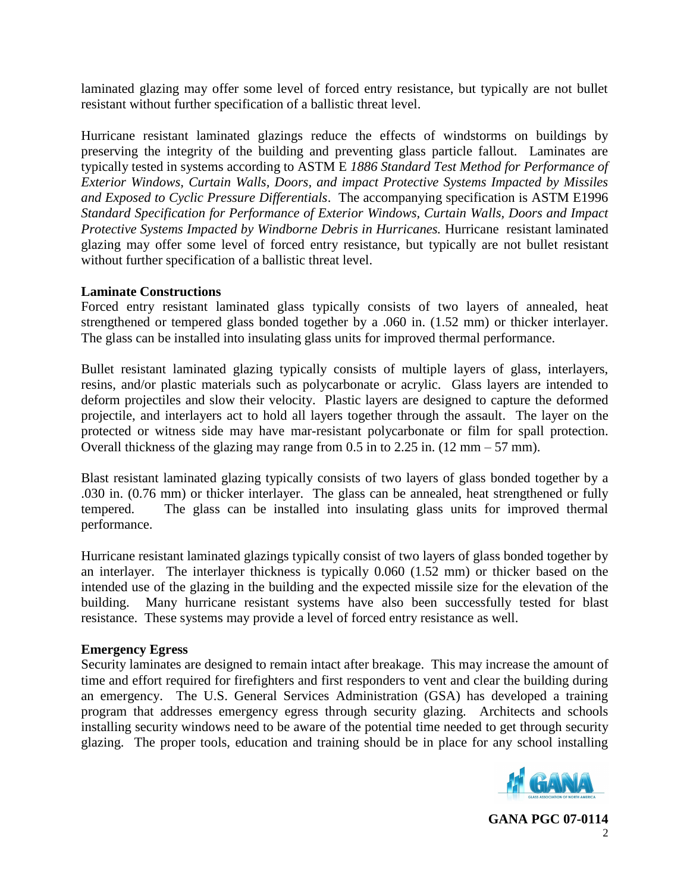laminated glazing may offer some level of forced entry resistance, but typically are not bullet resistant without further specification of a ballistic threat level.

Hurricane resistant laminated glazings reduce the effects of windstorms on buildings by preserving the integrity of the building and preventing glass particle fallout. Laminates are typically tested in systems according to ASTM E *1886 Standard Test Method for Performance of Exterior Windows, Curtain Walls, Doors, and impact Protective Systems Impacted by Missiles and Exposed to Cyclic Pressure Differentials*. The accompanying specification is ASTM E1996 *Standard Specification for Performance of Exterior Windows, Curtain Walls, Doors and Impact Protective Systems Impacted by Windborne Debris in Hurricanes.* Hurricane resistant laminated glazing may offer some level of forced entry resistance, but typically are not bullet resistant without further specification of a ballistic threat level.

**Laminate Constructions**

Forced entry resistant laminated glass typically consists of two layers of annealed, heat strengthened or tempered glass bonded together by a .060 in. (1.52 mm) or thicker interlayer. The glass can be installed into insulating glass units for improved thermal performance.

Bullet resistant laminated glazing typically consists of multiple layers of glass, interlayers, resins, and/or plastic materials such as polycarbonate or acrylic. Glass layers are intended to deform projectiles and slow their velocity. Plastic layers are designed to capture the deformed projectile, and interlayers act to hold all layers together through the assault. The layer on the protected or witness side may have mar-resistant polycarbonate or film for spall protection. Overall thickness of the glazing may range from 0.5 in to 2.25 in. (12 mm – 57 mm).

Blast resistant laminated glazing typically consists of two layers of glass bonded together by a .030 in. (0.76 mm) or thicker interlayer. The glass can be annealed, heat strengthened or fully tempered. The glass can be installed into insulating glass units for improved thermal performance.

Hurricane resistant laminated glazings typically consist of two layers of glass bonded together by an interlayer. The interlayer thickness is typically 0.060 (1.52 mm) or thicker based on the intended use of the glazing in the building and the expected missile size for the elevation of the building. Many hurricane resistant systems have also been successfully tested for blast resistance. These systems may provide a level of forced entry resistance as well.

**Emergency Egress**

Security laminates are designed to remain intact after breakage. This may increase the amount of time and effort required for firefighters and first responders to vent and clear the building during an emergency. The U.S. General Services Administration (GSA) has developed a training program that addresses emergency egress through security glazing. Architects and schools installing security windows need to be aware of the potential time needed to get through security glazing. The proper tools, education and training should be in place for any school installing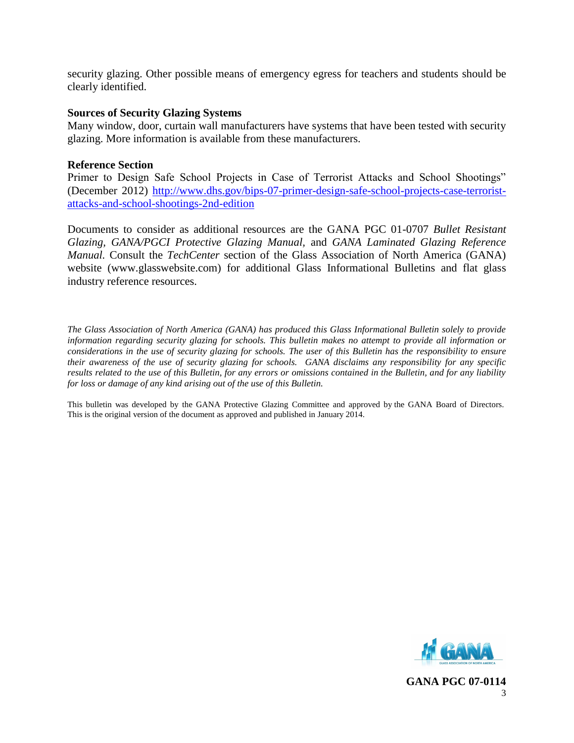security glazing. Other possible means of emergency egress for teachers and students should be clearly identified.

**Sources of Security Glazing Systems**

Many window, door, curtain wall manufacturers have systems that have been tested with security glazing. More information is available from these manufacturers.

**Reference Section**

Primer to Design Safe School Projects in Case of Terrorist Attacks and School Shootings" (December 2012) [http://www.dhs.gov/bips-07-primer-design-safe-school-projects-case-terrorist-attacks-and-school-shootings-2nd-edition](http://www.dhs.gov/bips-07-primer-design-safe-school-projects-case-terrorist-attacks-and-school-shootings-2nd-edition)

Documents to consider as additional resources are the GANA PGC 01-0707 *Bullet Resistant Glazing, GANA/PGCI Protective Glazing Manual,* and *GANA Laminated Glazing Reference Manual.* Consult the *TechCenter* section of the Glass Association of North America (GANA) website (www.glasswebsite.com) for additional Glass Informational Bulletins and flat glass industry reference resources.

*The Glass Association of North America (GANA) has produced this Glass Informational Bulletin solely to provide information regarding security glazing for schools. This bulletin makes no attempt to provide all information or considerations in the use of security glazing for schools. The user of this Bulletin has the responsibility to ensure their awareness of the use of security glazing for schools. GANA disclaims any responsibility for any specific results related to the use of this Bulletin, for any errors or omissions contained in the Bulletin, and for any liability for loss or damage of any kind arising out of the use of this Bulletin.*

This bulletin was developed by the GANA Protective Glazing Committee and approved by the GANA Board of Directors. This is the original version of the document as approved and published in January 2014.

**GANA PGC 07-0114**